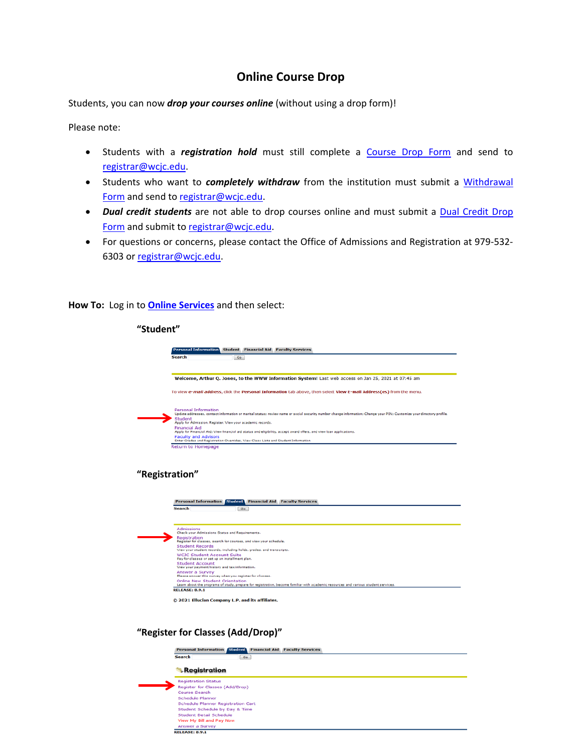# Online Course Drop

Students, you can now ***drop your courses online*** (without using a drop form)!

Please note:

- Students with a ***registration hold*** must still complete a Course Drop Form and send to registrar@wcjc.edu.
- Students who want to ***completely withdraw*** from the institution must submit a Withdrawal Form and send to registrar@wcjc.edu.
- ***Dual credit students*** are not able to drop courses online and must submit a Dual Credit Drop Form and submit to registrar@wcjc.edu.
- For questions or concerns, please contact the Office of Admissions and Registration at 979-532-6303 or registrar@wcjc.edu.

**How To:** Log in to **Online Services** and then select:

**"Student"**

**"Registration"**

**"Register for Classes (Add/Drop)"**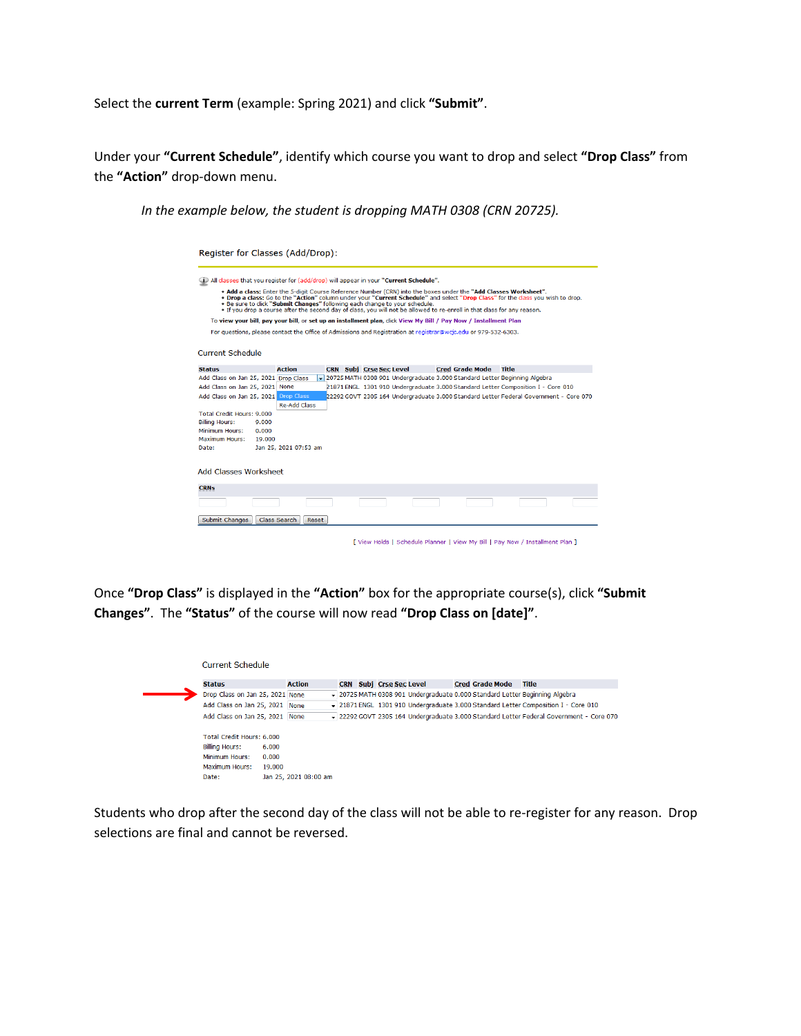Select the **current Term** (example: Spring 2021) and click **"Submit"**.

Under your **"Current Schedule"**, identify which course you want to drop and select **"Drop Class"** from the **"Action"** drop-down menu.

*In the example below, the student is dropping MATH 0308 (CRN 20725).*

Register for Classes (Add/Drop):

All classes that you register for (add/drop) will appear in your "Current Schedule".

- **Add a class:** Enter the 5-digit Course Reference Number (CRN) into the boxes under the "Add Classes Worksheet".
- **Drop a class:** Go to the "Action" column under your "Current Schedule" and select "Drop Class" for the class you wish to drop.
- Be sure to click "Submit Changes" following each change to your schedule.
- If you drop a course after the second day of class, you will not be allowed to re-enroll in that class for any reason.

To view your bill, pay your bill, or set up an installment plan, click View My Bill / Pay Now / Installment Plan

For questions, please contact the Office of Admissions and Registration at registrar@wcjc.edu or 979-532-6303.

Current Schedule

| Status | Action | CRN | Subj | Crse | Sec | Level | Cred | Grade Mode | Title |
|---|---|---|---|---|---|---|---|---|---|
| Add Class on Jan 25, 2021 | Drop Class | 20725 | MATH | 0308 | 901 | Undergraduate | 3.000 | Standard Letter | Beginning Algebra |
| Add Class on Jan 25, 2021 | None | 21871 | ENGL | 1301 | 910 | Undergraduate | 3.000 | Standard Letter | Composition I - Core 010 |
| Add Class on Jan 25, 2021 | Drop Class | 22292 | GOVT | 2305 | 164 | Undergraduate | 3.000 | Standard Letter | Federal Government - Core 070 |

Total Credit Hours: 9.000
Billing Hours: 9.000
Minimum Hours: 0.000
Maximum Hours: 19.000
Date: Jan 25, 2021 07:53 am

Add Classes Worksheet

CRNs

Submit Changes | Class Search | Reset

[ View Holds | Schedule Planner | View My Bill | Pay Now / Installment Plan ]

Once **"Drop Class"** is displayed in the **"Action"** box for the appropriate course(s), click **"Submit Changes"**. The **"Status"** of the course will now read **"Drop Class on [date]"**.

Current Schedule

| Status | Action | CRN | Subj | Crse | Sec | Level | Cred | Grade Mode | Title |
|---|---|---|---|---|---|---|---|---|---|
| Drop Class on Jan 25, 2021 | None | 20725 | MATH | 0308 | 901 | Undergraduate | 0.000 | Standard Letter | Beginning Algebra |
| Add Class on Jan 25, 2021 | None | 21871 | ENGL | 1301 | 910 | Undergraduate | 3.000 | Standard Letter | Composition I - Core 010 |
| Add Class on Jan 25, 2021 | None | 22292 | GOVT | 2305 | 164 | Undergraduate | 3.000 | Standard Letter | Federal Government - Core 070 |

Total Credit Hours: 6.000
Billing Hours: 6.000
Minimum Hours: 0.000
Maximum Hours: 19.000
Date: Jan 25, 2021 08:00 am

Students who drop after the second day of the class will not be able to re-register for any reason. Drop selections are final and cannot be reversed.